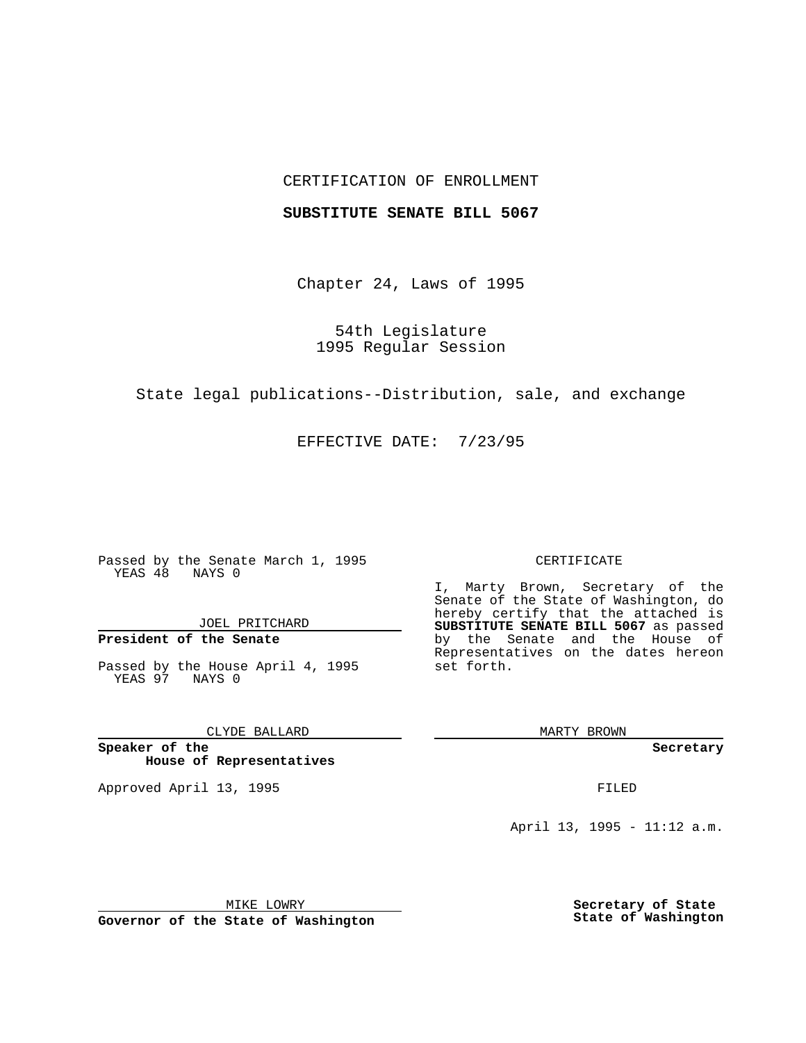CERTIFICATION OF ENROLLMENT

**SUBSTITUTE SENATE BILL 5067**

Chapter 24, Laws of 1995

54th Legislature
1995 Regular Session

State legal publications--Distribution, sale, and exchange

EFFECTIVE DATE: 7/23/95

Passed by the Senate March 1, 1995
YEAS 48 NAYS 0

JOEL PRITCHARD

**President of the Senate**

Passed by the House April 4, 1995
YEAS 97 NAYS 0

CLYDE BALLARD

**Speaker of the House of Representatives**

Approved April 13, 1995

MIKE LOWRY

**Governor of the State of Washington**

CERTIFICATE

I, Marty Brown, Secretary of the Senate of the State of Washington, do hereby certify that the attached is **SUBSTITUTE SENATE BILL 5067** as passed by the Senate and the House of Representatives on the dates hereon set forth.

MARTY BROWN

**Secretary**

FILED

April 13, 1995 - 11:12 a.m.

**Secretary of State**
**State of Washington**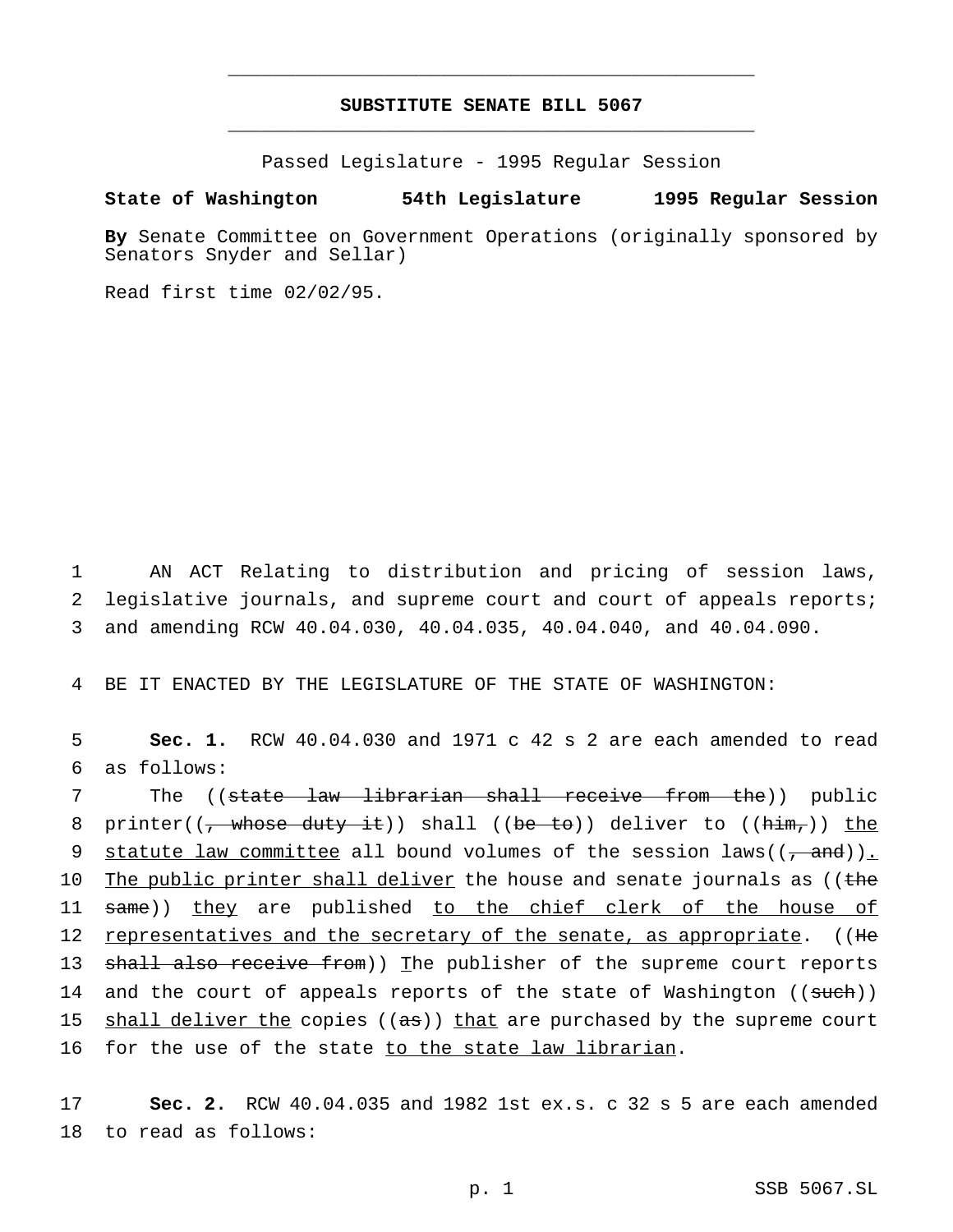**SUBSTITUTE SENATE BILL 5067**

Passed Legislature - 1995 Regular Session

**State of Washington 54th Legislature 1995 Regular Session**

**By** Senate Committee on Government Operations (originally sponsored by Senators Snyder and Sellar)

Read first time 02/02/95.

1 AN ACT Relating to distribution and pricing of session laws,
2 legislative journals, and supreme court and court of appeals reports;
3 and amending RCW 40.04.030, 40.04.035, 40.04.040, and 40.04.090.

4 BE IT ENACTED BY THE LEGISLATURE OF THE STATE OF WASHINGTON:

5 **Sec. 1.** RCW 40.04.030 and 1971 c 42 s 2 are each amended to read
6 as follows:

7 The ((~~state law librarian shall receive from the~~)) public
8 printer((~~, whose duty it~~)) shall ((~~be to~~)) deliver to ((~~him,~~)) <u>the</u>
9 <u>statute law committee</u> all bound volumes of the session laws((~~, and~~))<u>.</u>
10 <u>The public printer shall deliver</u> the house and senate journals as ((~~the~~
11 ~~same~~)) <u>they</u> are published <u>to the chief clerk of the house of</u>
12 <u>representatives and the secretary of the senate, as appropriate</u>. ((~~He~~
13 ~~shall also receive from~~)) <u>T</u>he publisher of the supreme court reports
14 and the court of appeals reports of the state of Washington ((~~such~~))
15 <u>shall deliver the</u> copies ((~~as~~)) <u>that</u> are purchased by the supreme court
16 for the use of the state <u>to the state law librarian</u>.

17 **Sec. 2.** RCW 40.04.035 and 1982 1st ex.s. c 32 s 5 are each amended
18 to read as follows: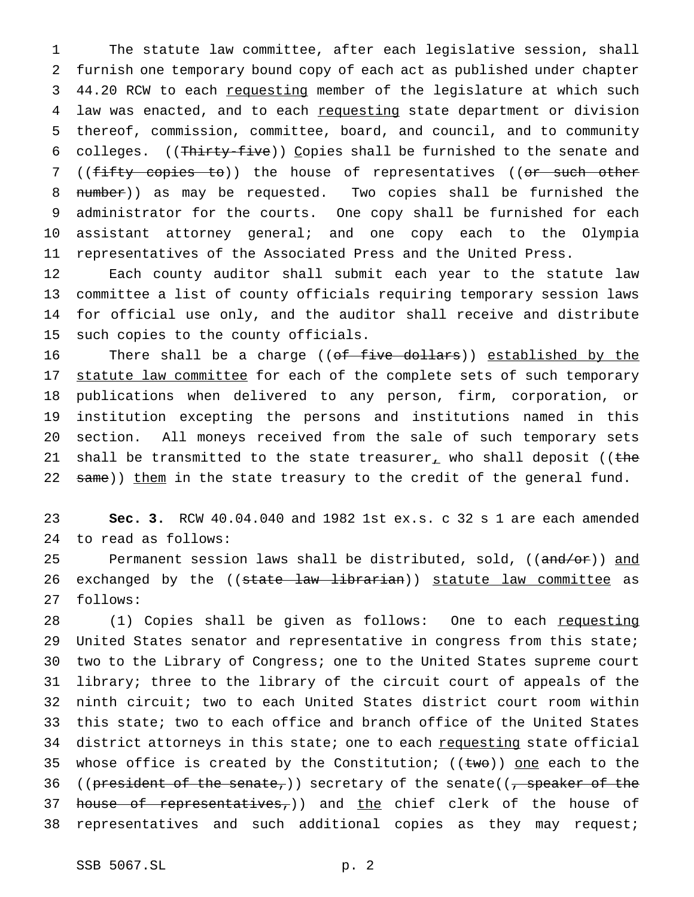The statute law committee, after each legislative session, shall furnish one temporary bound copy of each act as published under chapter 44.20 RCW to each requesting member of the legislature at which such law was enacted, and to each requesting state department or division thereof, commission, committee, board, and council, and to community colleges. ((~~Thirty-five~~)) Copies shall be furnished to the senate and ((~~fifty copies to~~)) the house of representatives ((~~or such other number~~)) as may be requested. Two copies shall be furnished the administrator for the courts. One copy shall be furnished for each assistant attorney general; and one copy each to the Olympia representatives of the Associated Press and the United Press.

Each county auditor shall submit each year to the statute law committee a list of county officials requiring temporary session laws for official use only, and the auditor shall receive and distribute such copies to the county officials.

There shall be a charge ((~~of five dollars~~)) established by the statute law committee for each of the complete sets of such temporary publications when delivered to any person, firm, corporation, or institution excepting the persons and institutions named in this section. All moneys received from the sale of such temporary sets shall be transmitted to the state treasurer, who shall deposit ((~~the same~~)) them in the state treasury to the credit of the general fund.

**Sec. 3.** RCW 40.04.040 and 1982 1st ex.s. c 32 s 1 are each amended to read as follows:

Permanent session laws shall be distributed, sold, ((~~and/or~~)) and exchanged by the ((~~state law librarian~~)) statute law committee as follows:

(1) Copies shall be given as follows: One to each requesting United States senator and representative in congress from this state; two to the Library of Congress; one to the United States supreme court library; three to the library of the circuit court of appeals of the ninth circuit; two to each United States district court room within this state; two to each office and branch office of the United States district attorneys in this state; one to each requesting state official whose office is created by the Constitution; ((~~two~~)) one each to the ((~~president of the senate,~~)) secretary of the senate((~~, speaker of the house of representatives,~~)) and the chief clerk of the house of representatives and such additional copies as they may request;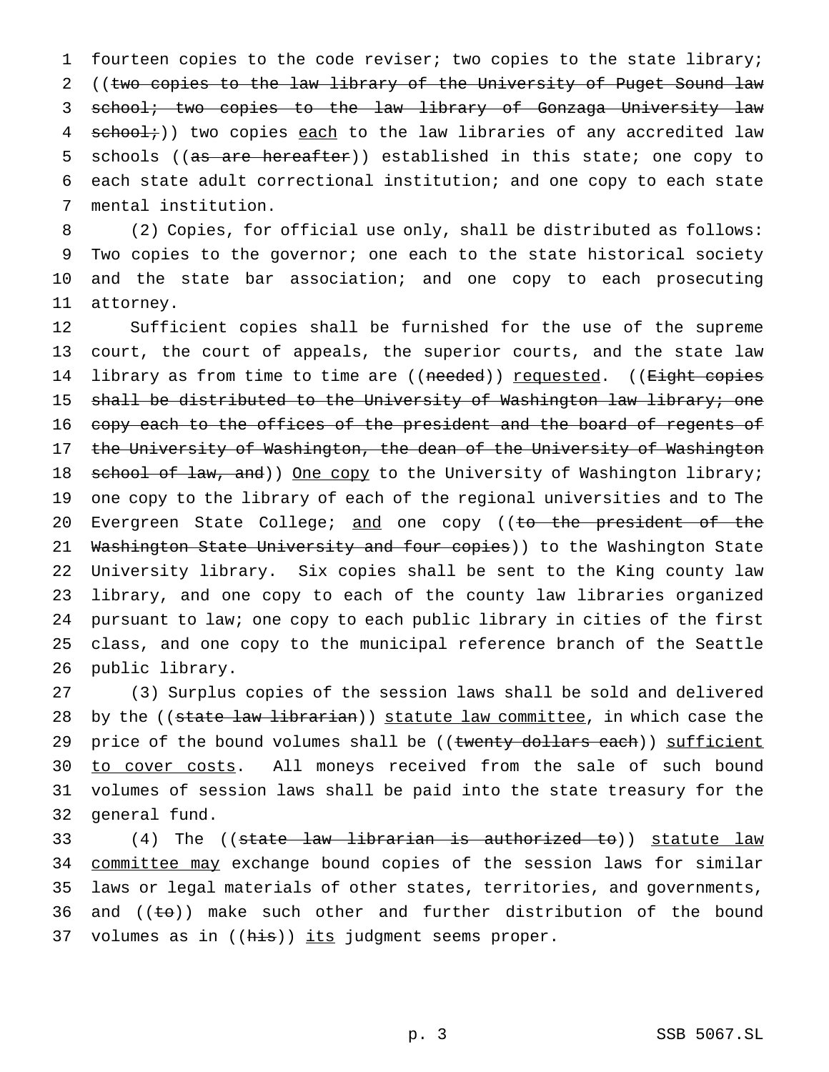fourteen copies to the code reviser; two copies to the state library; ((~~two copies to the law library of the University of Puget Sound law school; two copies to the law library of Gonzaga University law school;~~)) two copies <u>each</u> to the law libraries of any accredited law schools ((~~as are hereafter~~)) established in this state; one copy to each state adult correctional institution; and one copy to each state mental institution.

(2) Copies, for official use only, shall be distributed as follows: Two copies to the governor; one each to the state historical society and the state bar association; and one copy to each prosecuting attorney.

Sufficient copies shall be furnished for the use of the supreme court, the court of appeals, the superior courts, and the state law library as from time to time are ((~~needed~~)) <u>requested</u>. ((~~Eight copies shall be distributed to the University of Washington law library; one copy each to the offices of the president and the board of regents of the University of Washington, the dean of the University of Washington school of law, and~~)) <u>One copy</u> to the University of Washington library; one copy to the library of each of the regional universities and to The Evergreen State College; <u>and</u> one copy ((~~to the president of the Washington State University and four copies~~)) to the Washington State University library. Six copies shall be sent to the King county law library, and one copy to each of the county law libraries organized pursuant to law; one copy to each public library in cities of the first class, and one copy to the municipal reference branch of the Seattle public library.

(3) Surplus copies of the session laws shall be sold and delivered by the ((~~state law librarian~~)) <u>statute law committee</u>, in which case the price of the bound volumes shall be ((~~twenty dollars each~~)) <u>sufficient to cover costs</u>. All moneys received from the sale of such bound volumes of session laws shall be paid into the state treasury for the general fund.

(4) The ((~~state law librarian is authorized to~~)) <u>statute law committee may</u> exchange bound copies of the session laws for similar laws or legal materials of other states, territories, and governments, and ((~~to~~)) make such other and further distribution of the bound volumes as in ((~~his~~)) <u>its</u> judgment seems proper.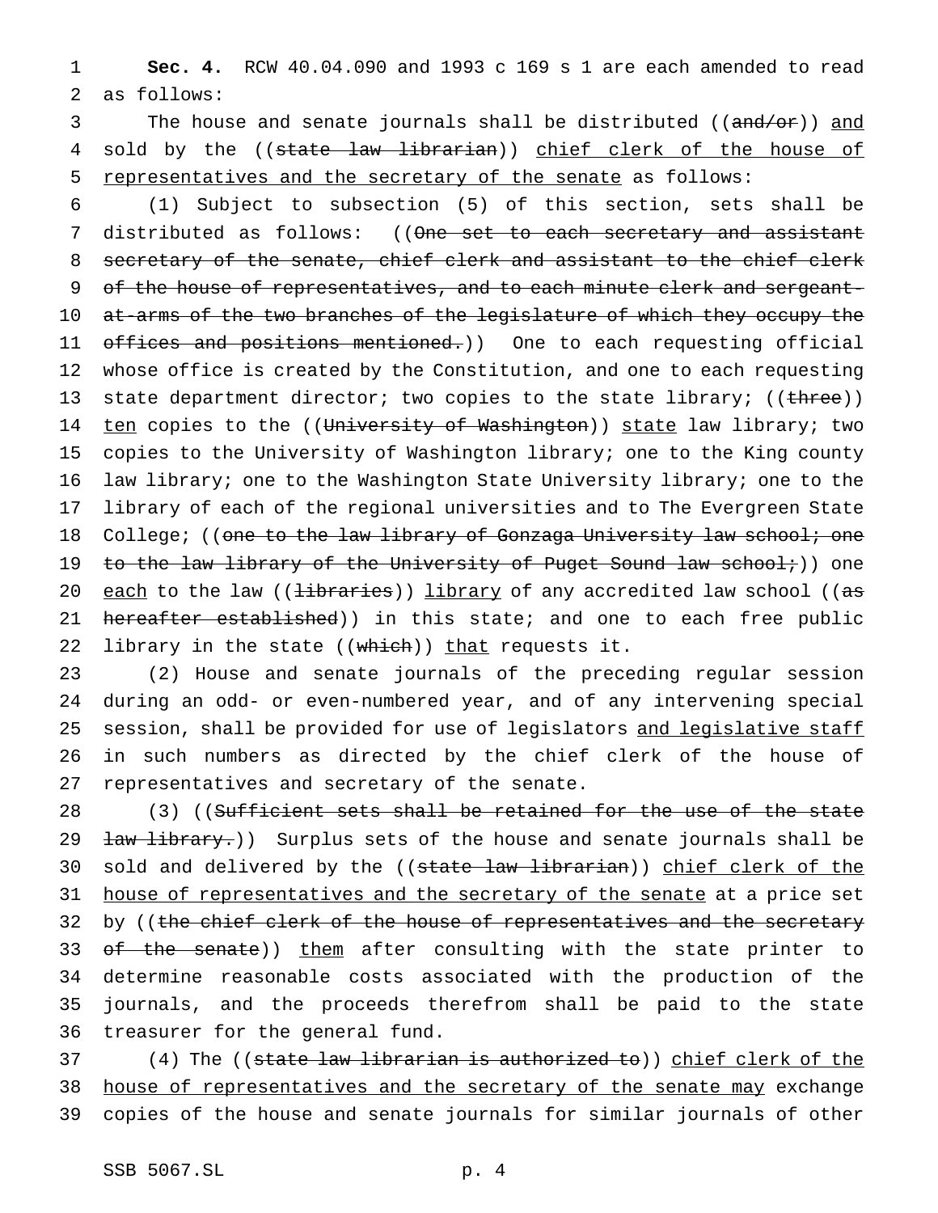**Sec. 4.** RCW 40.04.090 and 1993 c 169 s 1 are each amended to read as follows:

The house and senate journals shall be distributed ((~~and/or~~)) <u>and</u> sold by the ((~~state law librarian~~)) <u>chief clerk of the house of representatives and the secretary of the senate</u> as follows:

(1) Subject to subsection (5) of this section, sets shall be distributed as follows: ((~~One set to each secretary and assistant secretary of the senate, chief clerk and assistant to the chief clerk of the house of representatives, and to each minute clerk and sergeant-at-arms of the two branches of the legislature of which they occupy the offices and positions mentioned.~~)) One to each requesting official whose office is created by the Constitution, and one to each requesting state department director; two copies to the state library; ((~~three~~)) <u>ten</u> copies to the ((~~University of Washington~~)) <u>state</u> law library; two copies to the University of Washington library; one to the King county law library; one to the Washington State University library; one to the library of each of the regional universities and to The Evergreen State College; ((~~one to the law library of Gonzaga University law school; one to the law library of the University of Puget Sound law school;~~)) one <u>each</u> to the law ((~~libraries~~)) <u>library</u> of any accredited law school ((~~as hereafter established~~)) in this state; and one to each free public library in the state ((~~which~~)) <u>that</u> requests it.

(2) House and senate journals of the preceding regular session during an odd- or even-numbered year, and of any intervening special session, shall be provided for use of legislators <u>and legislative staff</u> in such numbers as directed by the chief clerk of the house of representatives and secretary of the senate.

(3) ((~~Sufficient sets shall be retained for the use of the state law library.~~)) Surplus sets of the house and senate journals shall be sold and delivered by the ((~~state law librarian~~)) <u>chief clerk of the house of representatives and the secretary of the senate</u> at a price set by ((~~the chief clerk of the house of representatives and the secretary of the senate~~)) <u>them</u> after consulting with the state printer to determine reasonable costs associated with the production of the journals, and the proceeds therefrom shall be paid to the state treasurer for the general fund.

(4) The ((~~state law librarian is authorized to~~)) <u>chief clerk of the house of representatives and the secretary of the senate may</u> exchange copies of the house and senate journals for similar journals of other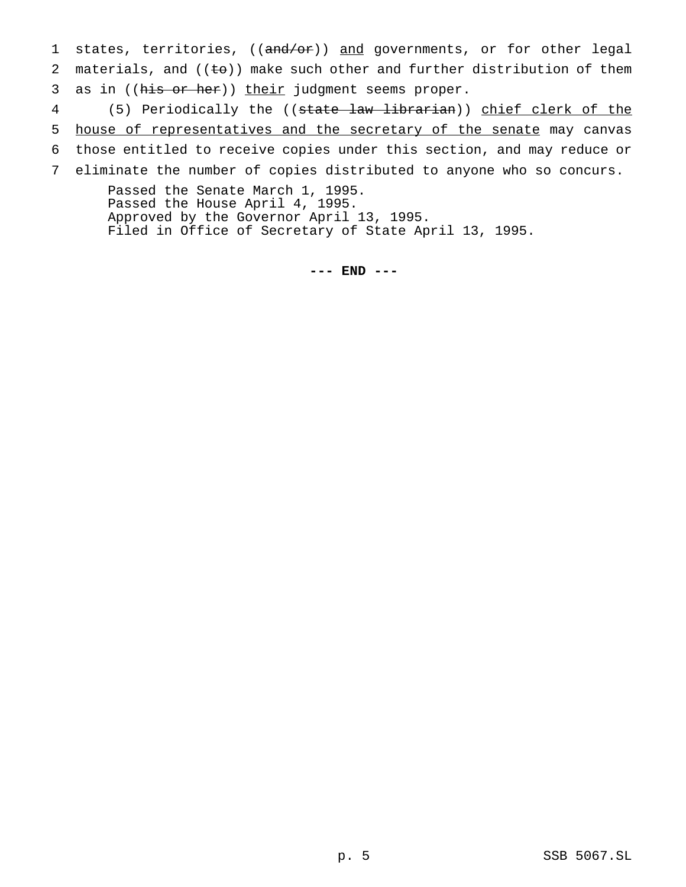states, territories, ((~~and/or~~)) <u>and</u> governments, or for other legal materials, and ((~~to~~)) make such other and further distribution of them as in ((~~his or her~~)) <u>their</u> judgment seems proper.

(5) Periodically the ((~~state law librarian~~)) <u>chief clerk of the house of representatives and the secretary of the senate</u> may canvas those entitled to receive copies under this section, and may reduce or eliminate the number of copies distributed to anyone who so concurs.

Passed the Senate March 1, 1995.
Passed the House April 4, 1995.
Approved by the Governor April 13, 1995.
Filed in Office of Secretary of State April 13, 1995.

**--- END ---**